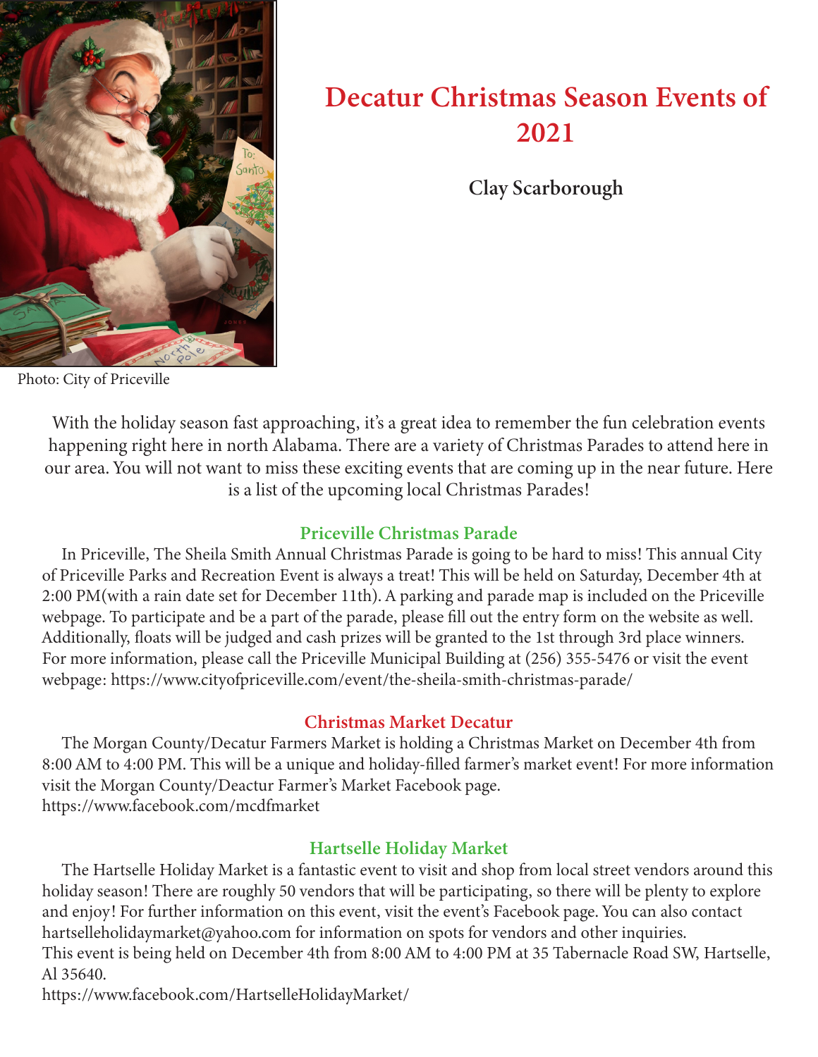Photo: City of Priceville

# Decatur Christmas Season Events of 2021

**Clay Scarborough**

With the holiday season fast approaching, it's a great idea to remember the fun celebration events happening right here in north Alabama. There are a variety of Christmas Parades to attend here in our area. You will not want to miss these exciting events that are coming up in the near future. Here is a list of the upcoming local Christmas Parades!

## Priceville Christmas Parade

In Priceville, The Sheila Smith Annual Christmas Parade is going to be hard to miss! This annual City of Priceville Parks and Recreation Event is always a treat! This will be held on Saturday, December 4th at 2:00 PM(with a rain date set for December 11th). A parking and parade map is included on the Priceville webpage. To participate and be a part of the parade, please fill out the entry form on the website as well. Additionally, floats will be judged and cash prizes will be granted to the 1st through 3rd place winners. For more information, please call the Priceville Municipal Building at (256) 355-5476 or visit the event webpage: https://www.cityofpriceville.com/event/the-sheila-smith-christmas-parade/

## Christmas Market Decatur

The Morgan County/Decatur Farmers Market is holding a Christmas Market on December 4th from 8:00 AM to 4:00 PM. This will be a unique and holiday-filled farmer's market event! For more information visit the Morgan County/Deactur Farmer's Market Facebook page.
https://www.facebook.com/mcdfmarket

## Hartselle Holiday Market

The Hartselle Holiday Market is a fantastic event to visit and shop from local street vendors around this holiday season! There are roughly 50 vendors that will be participating, so there will be plenty to explore and enjoy! For further information on this event, visit the event's Facebook page. You can also contact hartselleholidaymarket@yahoo.com for information on spots for vendors and other inquiries.
This event is being held on December 4th from 8:00 AM to 4:00 PM at 35 Tabernacle Road SW, Hartselle, Al 35640.
https://www.facebook.com/HartselleHolidayMarket/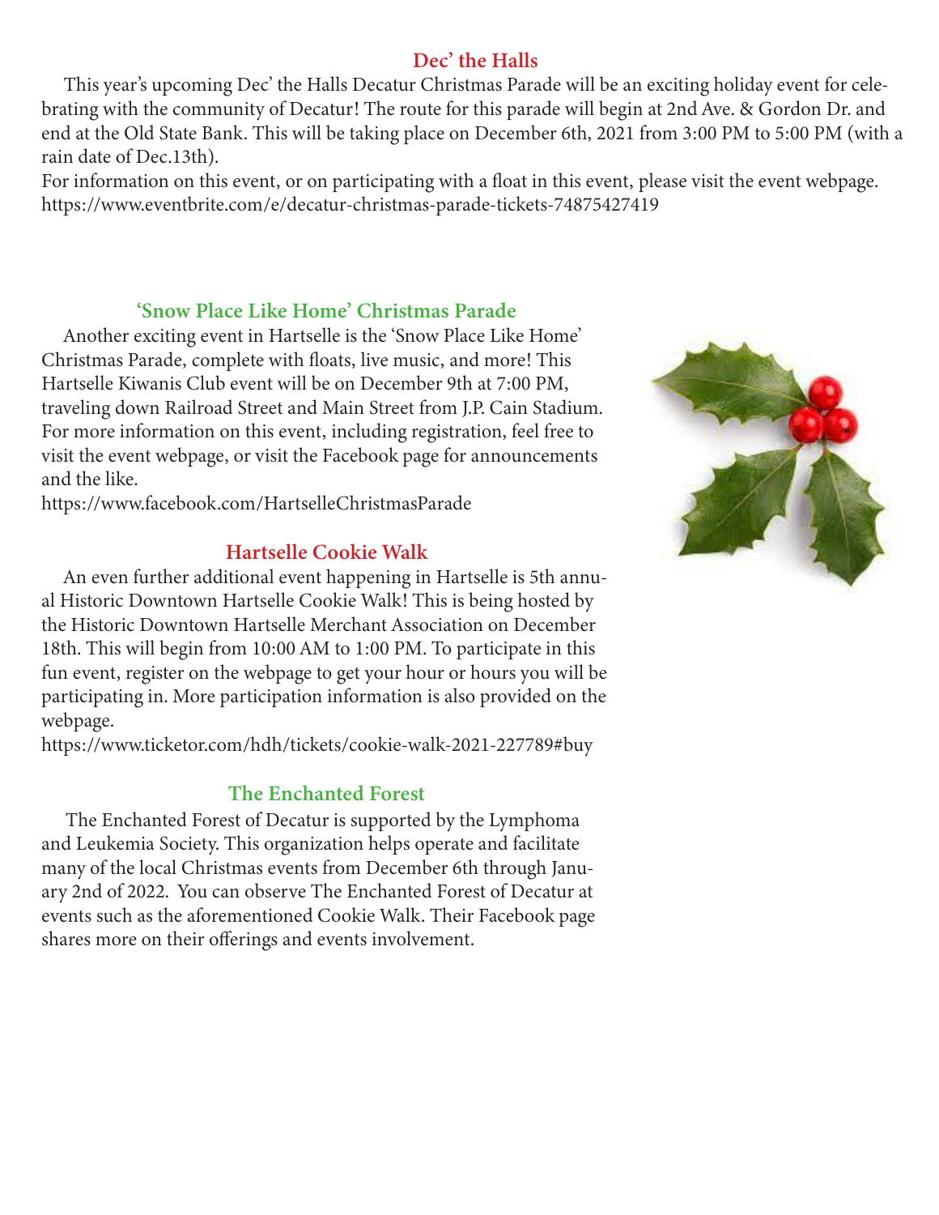## Dec' the Halls

This year's upcoming Dec' the Halls Decatur Christmas Parade will be an exciting holiday event for celebrating with the community of Decatur! The route for this parade will begin at 2nd Ave. & Gordon Dr. and end at the Old State Bank. This will be taking place on December 6th, 2021 from 3:00 PM to 5:00 PM (with a rain date of Dec.13th).

For information on this event, or on participating with a float in this event, please visit the event webpage. https://www.eventbrite.com/e/decatur-christmas-parade-tickets-74875427419

## 'Snow Place Like Home' Christmas Parade

Another exciting event in Hartselle is the 'Snow Place Like Home' Christmas Parade, complete with floats, live music, and more! This Hartselle Kiwanis Club event will be on December 9th at 7:00 PM, traveling down Railroad Street and Main Street from J.P. Cain Stadium. For more information on this event, including registration, feel free to visit the event webpage, or visit the Facebook page for announcements and the like.

https://www.facebook.com/HartselleChristmasParade

## Hartselle Cookie Walk

An even further additional event happening in Hartselle is 5th annual Historic Downtown Hartselle Cookie Walk! This is being hosted by the Historic Downtown Hartselle Merchant Association on December 18th. This will begin from 10:00 AM to 1:00 PM. To participate in this fun event, register on the webpage to get your hour or hours you will be participating in. More participation information is also provided on the webpage.

https://www.ticketor.com/hdh/tickets/cookie-walk-2021-227789#buy

## The Enchanted Forest

The Enchanted Forest of Decatur is supported by the Lymphoma and Leukemia Society. This organization helps operate and facilitate many of the local Christmas events from December 6th through January 2nd of 2022. You can observe The Enchanted Forest of Decatur at events such as the aforementioned Cookie Walk. Their Facebook page shares more on their offerings and events involvement.